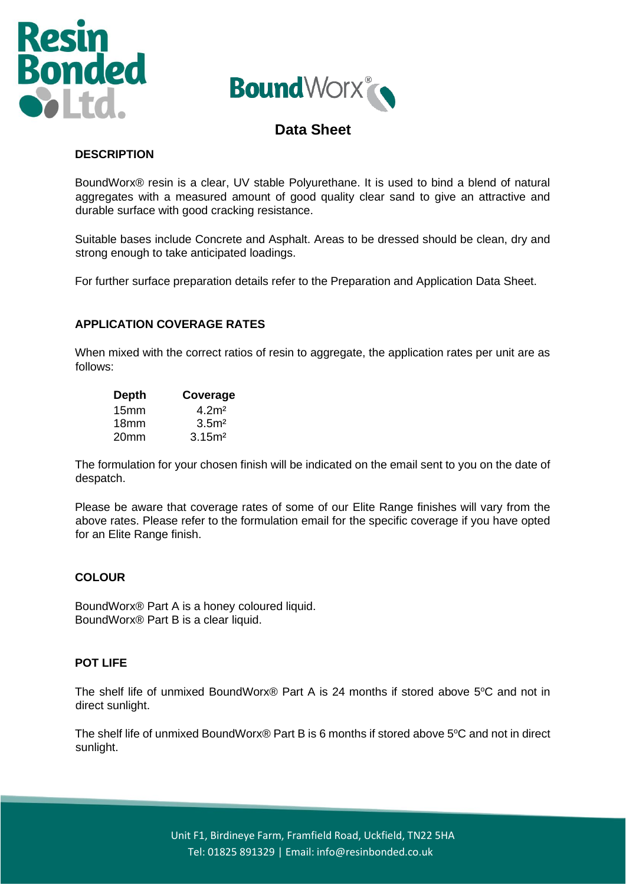# Data Sheet

## DESCRIPTION

BoundWorx® resin is a clear, UV stable Polyurethane. It is used to bind a blend of natural aggregates with a measured amount of good quality clear sand to give an attractive and durable surface with good cracking resistance.

Suitable bases include Concrete and Asphalt. Areas to be dressed should be clean, dry and strong enough to take anticipated loadings.

For further surface preparation details refer to the Preparation and Application Data Sheet.

## APPLICATION COVERAGE RATES

When mixed with the correct ratios of resin to aggregate, the application rates per unit are as follows:

| Depth | Coverage |
|---|---|
| 15mm | 4.2m² |
| 18mm | 3.5m² |
| 20mm | 3.15m² |

The formulation for your chosen finish will be indicated on the email sent to you on the date of despatch.

Please be aware that coverage rates of some of our Elite Range finishes will vary from the above rates. Please refer to the formulation email for the specific coverage if you have opted for an Elite Range finish.

## COLOUR

BoundWorx® Part A is a honey coloured liquid.
BoundWorx® Part B is a clear liquid.

## POT LIFE

The shelf life of unmixed BoundWorx® Part A is 24 months if stored above 5°C and not in direct sunlight.

The shelf life of unmixed BoundWorx® Part B is 6 months if stored above 5°C and not in direct sunlight.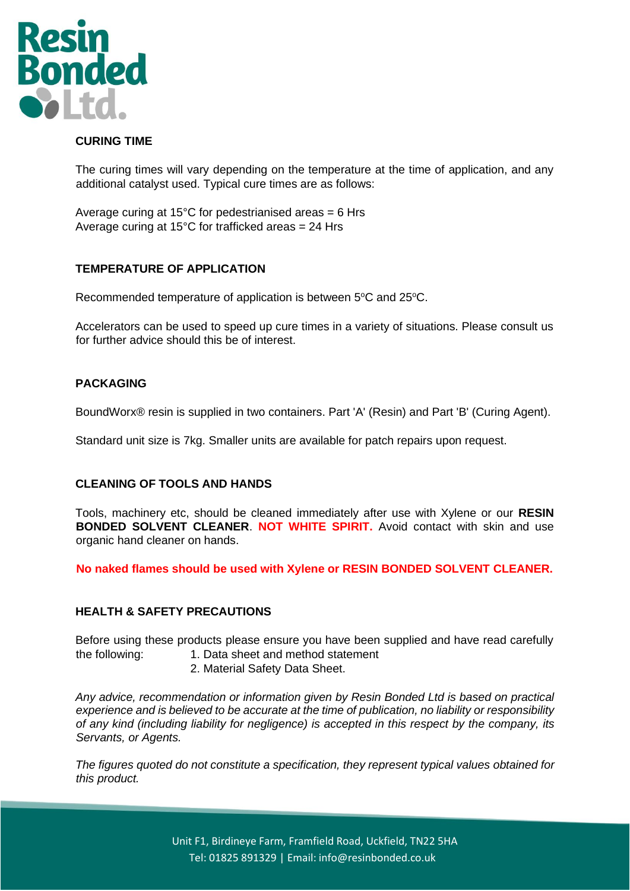## CURING TIME

The curing times will vary depending on the temperature at the time of application, and any additional catalyst used. Typical cure times are as follows:

Average curing at 15°C for pedestrianised areas = 6 Hrs
Average curing at 15°C for trafficked areas = 24 Hrs

## TEMPERATURE OF APPLICATION

Recommended temperature of application is between 5ºC and 25ºC.

Accelerators can be used to speed up cure times in a variety of situations. Please consult us for further advice should this be of interest.

## PACKAGING

BoundWorx® resin is supplied in two containers. Part 'A' (Resin) and Part 'B' (Curing Agent).

Standard unit size is 7kg. Smaller units are available for patch repairs upon request.

## CLEANING OF TOOLS AND HANDS

Tools, machinery etc, should be cleaned immediately after use with Xylene or our **RESIN BONDED SOLVENT CLEANER**. **NOT WHITE SPIRIT.** Avoid contact with skin and use organic hand cleaner on hands.

**No naked flames should be used with Xylene or RESIN BONDED SOLVENT CLEANER.**

## HEALTH & SAFETY PRECAUTIONS

Before using these products please ensure you have been supplied and have read carefully the following:

1. Data sheet and method statement
2. Material Safety Data Sheet.

*Any advice, recommendation or information given by Resin Bonded Ltd is based on practical experience and is believed to be accurate at the time of publication, no liability or responsibility of any kind (including liability for negligence) is accepted in this respect by the company, its Servants, or Agents.*

*The figures quoted do not constitute a specification, they represent typical values obtained for this product.*